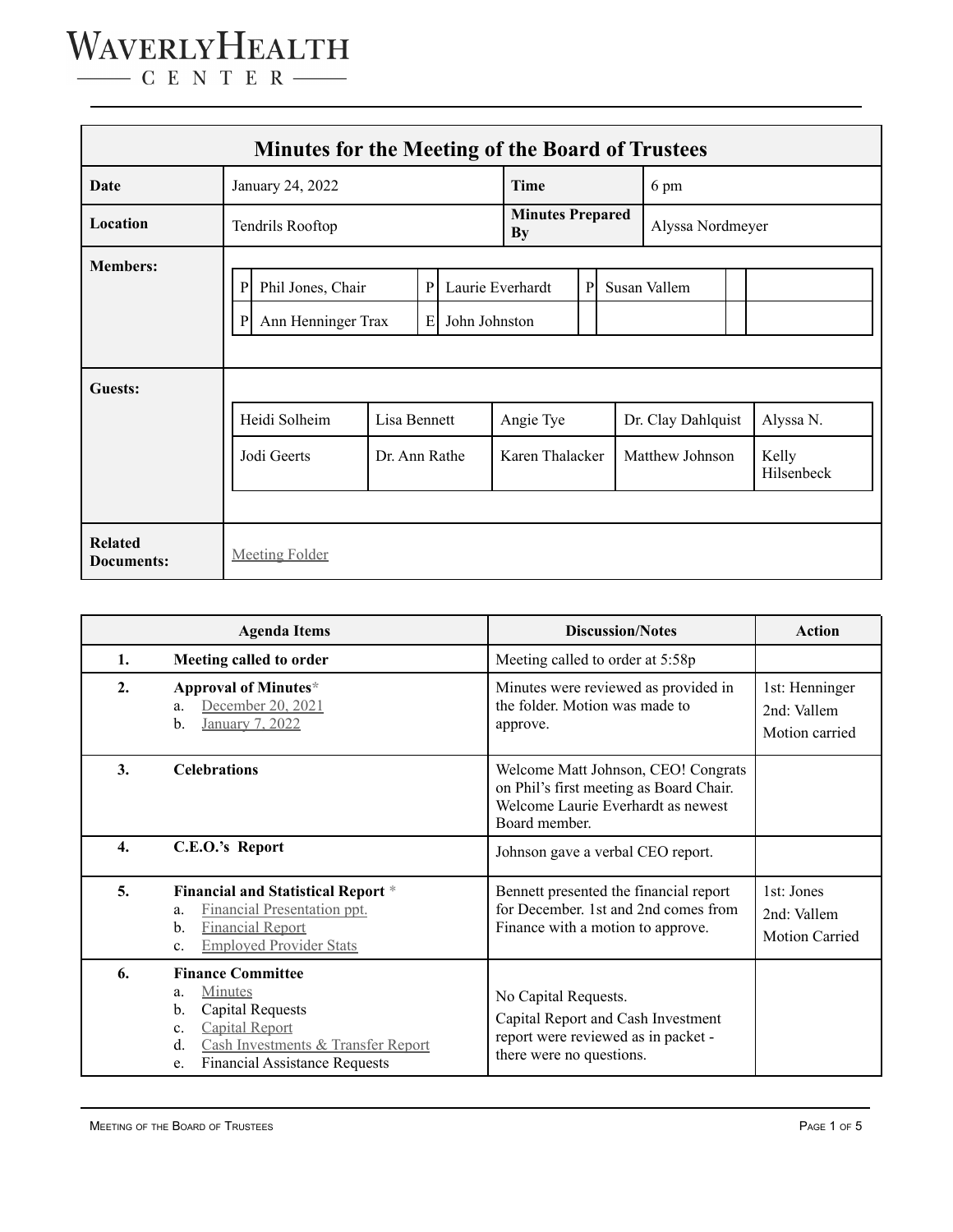# WAVERLYHEALTH CENTER

## Minutes for the Meeting of the Board of Trustees

| | | | |
|---|---|---|---|
| **Date** | January 24, 2022 | **Time** | 6 pm |
| **Location** | Tendrils Rooftop | **Minutes Prepared By** | Alyssa Nordmeyer |

**Members:**

| | | | | | | | |
|---|---|---|---|---|---|---|---|
| P | Phil Jones, Chair | P | Laurie Everhardt | P | Susan Vallem | | |
| P | Ann Henninger Trax | E | John Johnston | | | | |

**Guests:**

| | | | | |
|---|---|---|---|---|
| Heidi Solheim | Lisa Bennett | Angie Tye | Dr. Clay Dahlquist | Alyssa N. |
| Jodi Geerts | Dr. Ann Rathe | Karen Thalacker | Matthew Johnson | Kelly Hilsenbeck |

**Related Documents:** Meeting Folder

| | Agenda Items | Discussion/Notes | Action |
|---|---|---|---|
| 1. | **Meeting called to order** | Meeting called to order at 5:58p | |
| 2. | **Approval of Minutes***<br>a. December 20, 2021<br>b. January 7, 2022 | Minutes were reviewed as provided in the folder. Motion was made to approve. | 1st: Henninger<br>2nd: Vallem<br>Motion carried |
| 3. | **Celebrations** | Welcome Matt Johnson, CEO! Congrats on Phil's first meeting as Board Chair. Welcome Laurie Everhardt as newest Board member. | |
| 4. | **C.E.O.'s Report** | Johnson gave a verbal CEO report. | |
| 5. | **Financial and Statistical Report** *<br>a. Financial Presentation ppt.<br>b. Financial Report<br>c. Employed Provider Stats | Bennett presented the financial report for December. 1st and 2nd comes from Finance with a motion to approve. | 1st: Jones<br>2nd: Vallem<br>Motion Carried |
| 6. | **Finance Committee**<br>a. Minutes<br>b. Capital Requests<br>c. Capital Report<br>d. Cash Investments & Transfer Report<br>e. Financial Assistance Requests | No Capital Requests.<br>Capital Report and Cash Investment report were reviewed as in packet - there were no questions. | |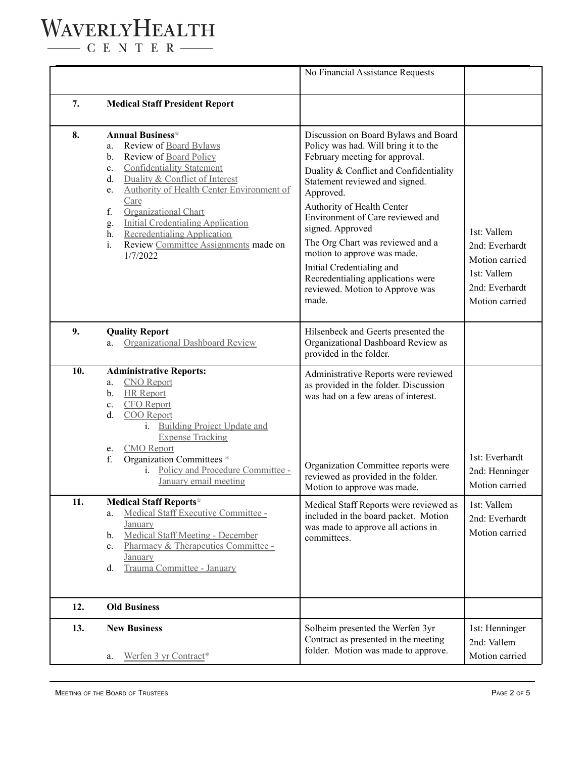| | | | |
|---|---|---|---|
| | | No Financial Assistance Requests | |
| 7. | **Medical Staff President Report** | | |
| 8. | **Annual Business***<br>a. Review of Board Bylaws<br>b. Review of Board Policy<br>c. Confidentiality Statement<br>d. Duality & Conflict of Interest<br>e. Authority of Health Center Environment of Care<br>f. Organizational Chart<br>g. Initial Credentialing Application<br>h. Recredentialing Application<br>i. Review Committee Assignments made on 1/7/2022 | Discussion on Board Bylaws and Board Policy was had. Will bring it to the February meeting for approval.<br>Duality & Conflict and Confidentiality Statement reviewed and signed. Approved.<br>Authority of Health Center Environment of Care reviewed and signed. Approved<br>The Org Chart was reviewed and a motion to approve was made.<br>Initial Credentialing and Recredentialing applications were reviewed. Motion to Approve was made. | 1st: Vallem<br>2nd: Everhardt<br>Motion carried<br>1st: Vallem<br>2nd: Everhardt<br>Motion carried |
| 9. | **Quality Report**<br>a. Organizational Dashboard Review | Hilsenbeck and Geerts presented the Organizational Dashboard Review as provided in the folder. | |
| 10. | **Administrative Reports:**<br>a. CNO Report<br>b. HR Report<br>c. CFO Report<br>d. COO Report<br>i. Building Project Update and Expense Tracking<br>e. CMO Report<br>f. Organization Committees *<br>i. Policy and Procedure Committee - January email meeting | Administrative Reports were reviewed as provided in the folder. Discussion was had on a few areas of interest.<br>Organization Committee reports were reviewed as provided in the folder. Motion to approve was made. | 1st: Everhardt<br>2nd: Henninger<br>Motion carried |
| 11. | **Medical Staff Reports***<br>a. Medical Staff Executive Committee - January<br>b. Medical Staff Meeting - December<br>c. Pharmacy & Therapeutics Committee - January<br>d. Trauma Committee - January | Medical Staff Reports were reviewed as included in the board packet. Motion was made to approve all actions in committees. | 1st: Vallem<br>2nd: Everhardt<br>Motion carried |
| 12. | **Old Business** | | |
| 13. | **New Business**<br>a. Werfen 3 yr Contract* | Solheim presented the Werfen 3yr Contract as presented in the meeting folder. Motion was made to approve. | 1st: Henninger<br>2nd: Vallem<br>Motion carried |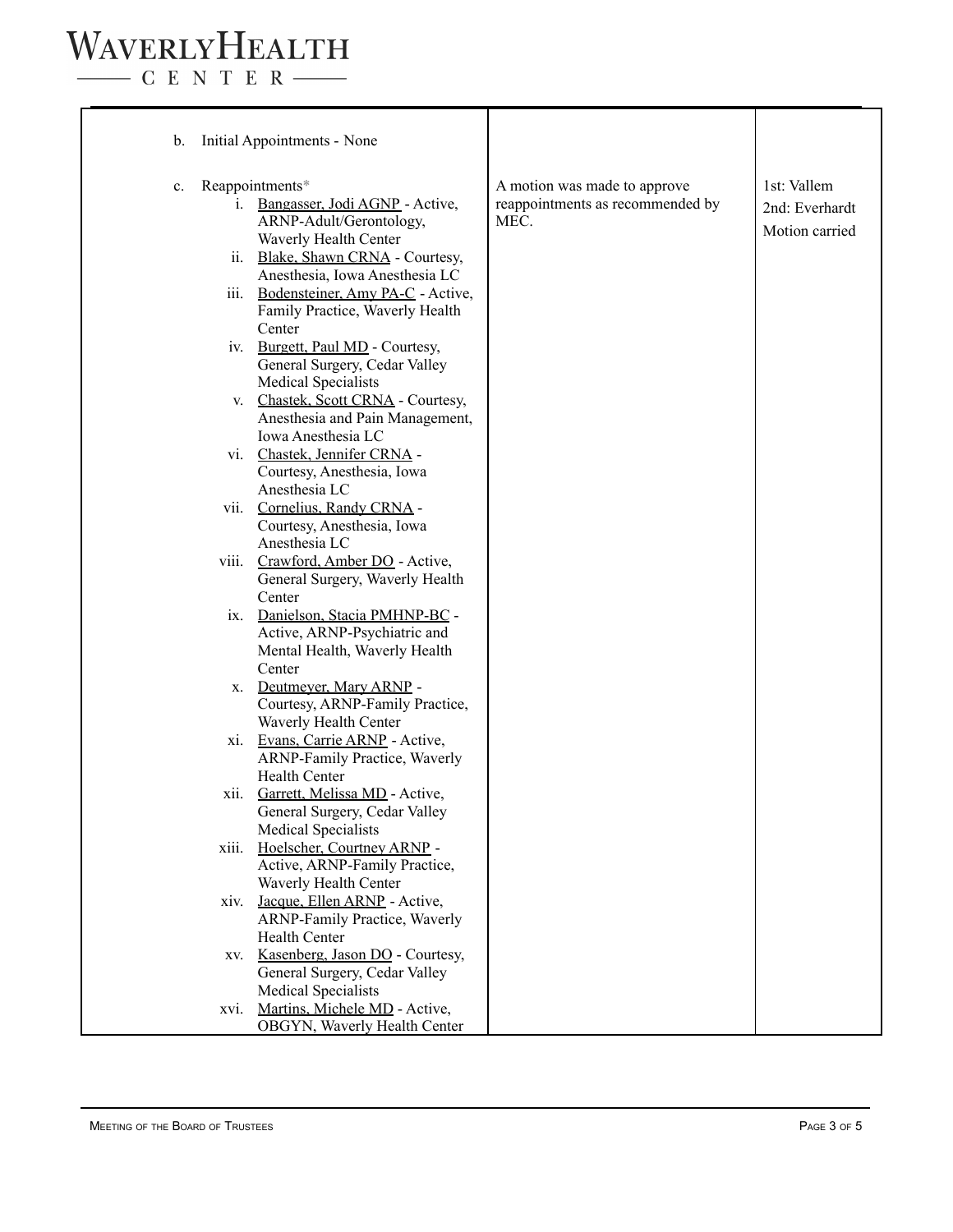| | | |
|---|---|---|
| b. Initial Appointments - None<br><br>c. Reappointments*<br>i. Bangasser, Jodi AGNP - Active, ARNP-Adult/Gerontology, Waverly Health Center<br>ii. Blake, Shawn CRNA - Courtesy, Anesthesia, Iowa Anesthesia LC<br>iii. Bodensteiner, Amy PA-C - Active, Family Practice, Waverly Health Center<br>iv. Burgett, Paul MD - Courtesy, General Surgery, Cedar Valley Medical Specialists<br>v. Chastek, Scott CRNA - Courtesy, Anesthesia and Pain Management, Iowa Anesthesia LC<br>vi. Chastek, Jennifer CRNA - Courtesy, Anesthesia, Iowa Anesthesia LC<br>vii. Cornelius, Randy CRNA - Courtesy, Anesthesia, Iowa Anesthesia LC<br>viii. Crawford, Amber DO - Active, General Surgery, Waverly Health Center<br>ix. Danielson, Stacia PMHNP-BC - Active, ARNP-Psychiatric and Mental Health, Waverly Health Center<br>x. Deutmeyer, Mary ARNP - Courtesy, ARNP-Family Practice, Waverly Health Center<br>xi. Evans, Carrie ARNP - Active, ARNP-Family Practice, Waverly Health Center<br>xii. Garrett, Melissa MD - Active, General Surgery, Cedar Valley Medical Specialists<br>xiii. Hoelscher, Courtney ARNP - Active, ARNP-Family Practice, Waverly Health Center<br>xiv. Jacque, Ellen ARNP - Active, ARNP-Family Practice, Waverly Health Center<br>xv. Kasenberg, Jason DO - Courtesy, General Surgery, Cedar Valley Medical Specialists<br>xvi. Martins, Michele MD - Active, OBGYN, Waverly Health Center | A motion was made to approve reappointments as recommended by MEC. | 1st: Vallem<br>2nd: Everhardt<br>Motion carried |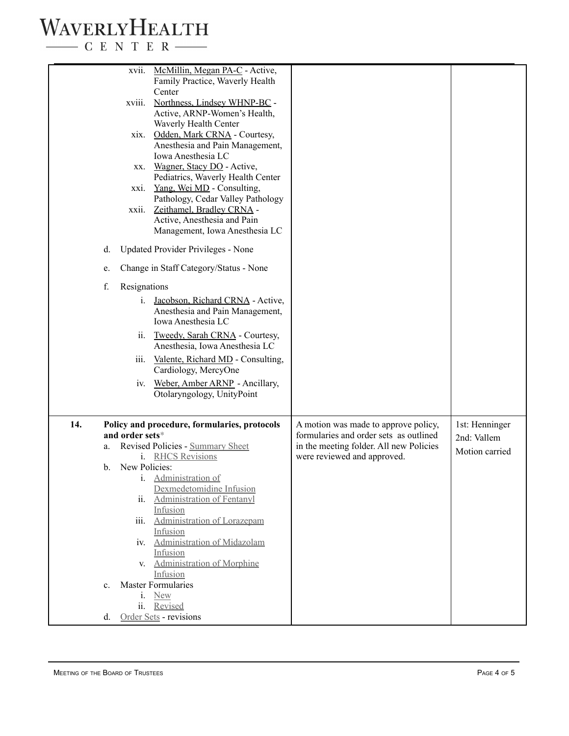| | | | |
|---|---|---|---|
| | xvii. McMillin, Megan PA-C - Active, Family Practice, Waverly Health Center<br>xviii. Northness, Lindsey WHNP-BC - Active, ARNP-Women's Health, Waverly Health Center<br>xix. Odden, Mark CRNA - Courtesy, Anesthesia and Pain Management, Iowa Anesthesia LC<br>xx. Wagner, Stacy DO - Active, Pediatrics, Waverly Health Center<br>xxi. Yang, Wei MD - Consulting, Pathology, Cedar Valley Pathology<br>xxii. Zeithamel, Bradley CRNA - Active, Anesthesia and Pain Management, Iowa Anesthesia LC<br><br>d. Updated Provider Privileges - None<br><br>e. Change in Staff Category/Status - None<br><br>f. Resignations<br>i. Jacobson, Richard CRNA - Active, Anesthesia and Pain Management, Iowa Anesthesia LC<br>ii. Tweedy, Sarah CRNA - Courtesy, Anesthesia, Iowa Anesthesia LC<br>iii. Valente, Richard MD - Consulting, Cardiology, MercyOne<br>iv. Weber, Amber ARNP - Ancillary, Otolaryngology, UnityPoint | | |
| **14.** | **Policy and procedure, formularies, protocols and order sets***<br>a. Revised Policies - Summary Sheet<br>i. RHCS Revisions<br>b. New Policies:<br>i. Administration of Dexmedetomidine Infusion<br>ii. Administration of Fentanyl Infusion<br>iii. Administration of Lorazepam Infusion<br>iv. Administration of Midazolam Infusion<br>v. Administration of Morphine Infusion<br>c. Master Formularies<br>i. New<br>ii. Revised<br>d. Order Sets - revisions | A motion was made to approve policy, formularies and order sets as outlined in the meeting folder. All new Policies were reviewed and approved. | 1st: Henninger<br>2nd: Vallem<br>Motion carried |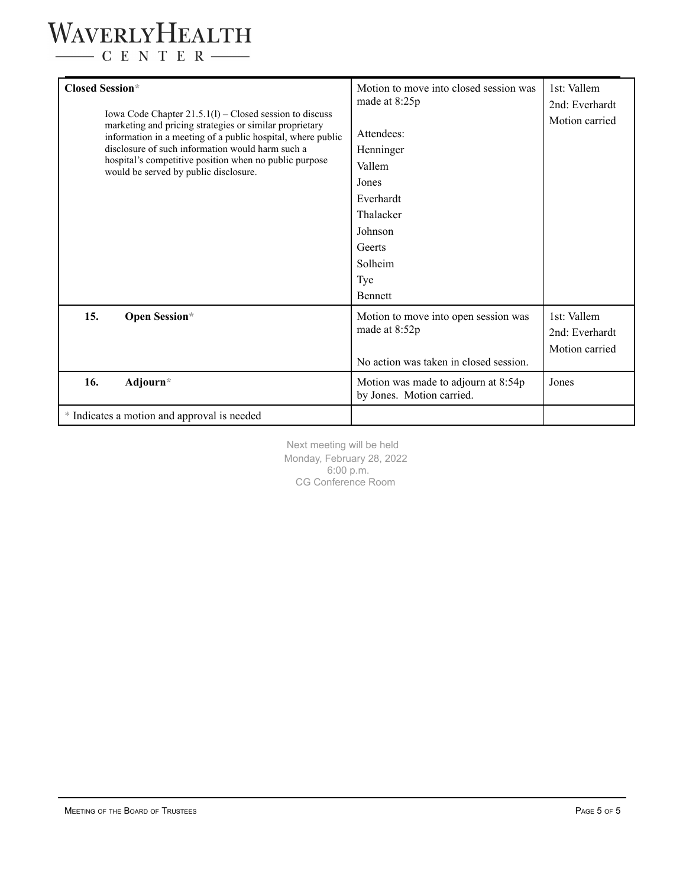| | | |
|---|---|---|
| **Closed Session*** <br><br> Iowa Code Chapter 21.5.1(l) – Closed session to discuss marketing and pricing strategies or similar proprietary information in a meeting of a public hospital, where public disclosure of such information would harm such a hospital's competitive position when no public purpose would be served by public disclosure. | Motion to move into closed session was made at 8:25p <br><br> Attendees: <br> Henninger <br> Vallem <br> Jones <br> Everhardt <br> Thalacker <br> Johnson <br> Geerts <br> Solheim <br> Tye <br> Bennett | 1st: Vallem <br> 2nd: Everhardt <br> Motion carried |
| **15.** **Open Session*** | Motion to move into open session was made at 8:52p <br><br> No action was taken in closed session. | 1st: Vallem <br> 2nd: Everhardt <br> Motion carried |
| **16.** **Adjourn*** | Motion was made to adjourn at 8:54p by Jones. Motion carried. | Jones |
| * Indicates a motion and approval is needed | | |

Next meeting will be held
Monday, February 28, 2022
6:00 p.m.
CG Conference Room